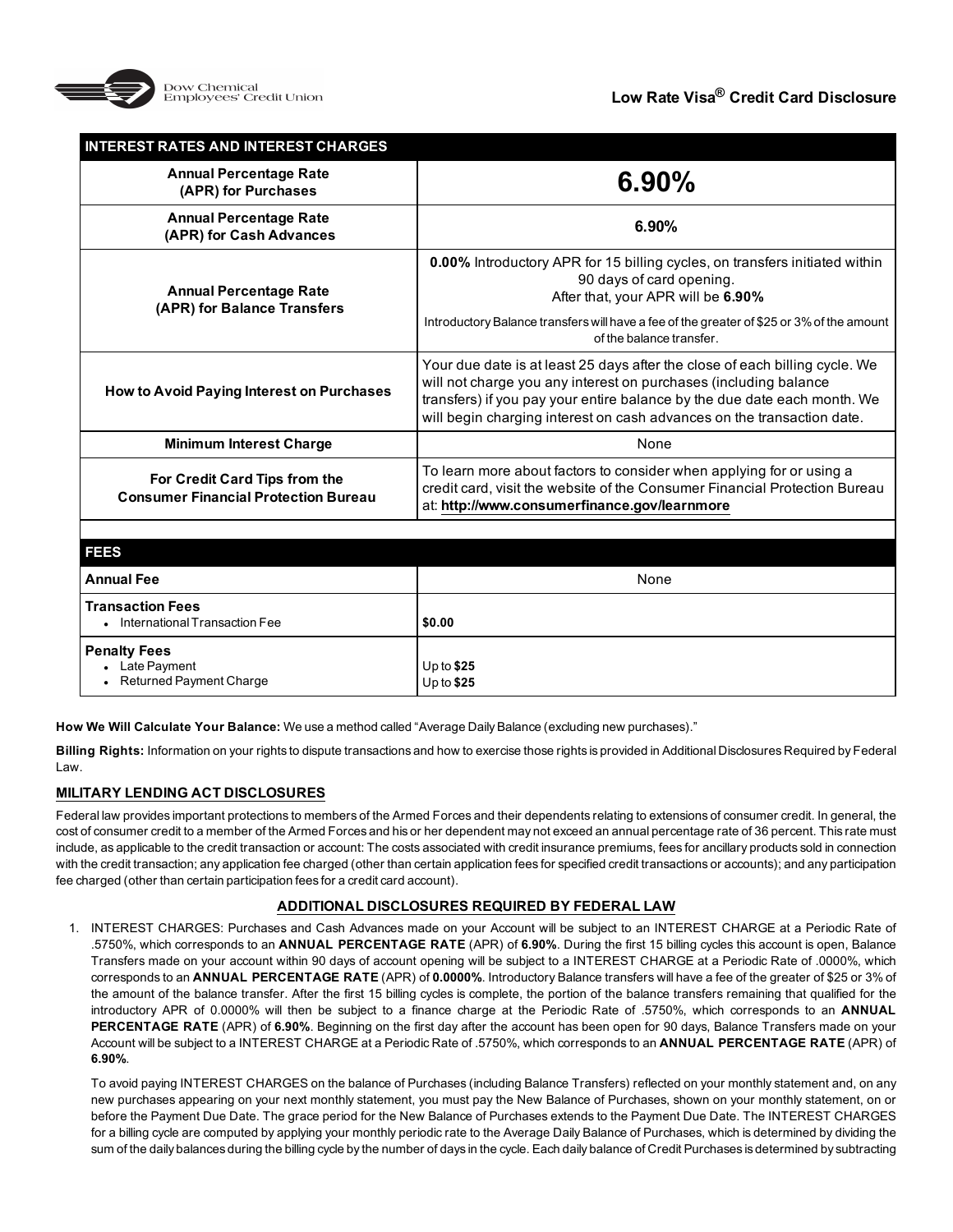Dow Chemical Employees' Credit Union

# Low Rate Visa® Credit Card Disclosure

| INTEREST RATES AND INTEREST CHARGES | |
|---|---|
| **Annual Percentage Rate (APR) for Purchases** | **6.90%** |
| **Annual Percentage Rate (APR) for Cash Advances** | **6.90%** |
| **Annual Percentage Rate (APR) for Balance Transfers** | **0.00%** Introductory APR for 15 billing cycles, on transfers initiated within 90 days of card opening. After that, your APR will be **6.90%**<br><br>Introductory Balance transfers will have a fee of the greater of $25 or 3% of the amount of the balance transfer. |
| **How to Avoid Paying Interest on Purchases** | Your due date is at least 25 days after the close of each billing cycle. We will not charge you any interest on purchases (including balance transfers) if you pay your entire balance by the due date each month. We will begin charging interest on cash advances on the transaction date. |
| **Minimum Interest Charge** | None |
| **For Credit Card Tips from the Consumer Financial Protection Bureau** | To learn more about factors to consider when applying for or using a credit card, visit the website of the Consumer Financial Protection Bureau at: **http://www.consumerfinance.gov/learnmore** |

| FEES | |
|---|---|
| **Annual Fee** | None |
| **Transaction Fees**<br>• International Transaction Fee | **$0.00** |
| **Penalty Fees**<br>• Late Payment<br>• Returned Payment Charge | Up to **$25**<br>Up to **$25** |

**How We Will Calculate Your Balance:** We use a method called "Average Daily Balance (excluding new purchases)."

**Billing Rights:** Information on your rights to dispute transactions and how to exercise those rights is provided in Additional Disclosures Required by Federal Law.

## MILITARY LENDING ACT DISCLOSURES

Federal law provides important protections to members of the Armed Forces and their dependents relating to extensions of consumer credit. In general, the cost of consumer credit to a member of the Armed Forces and his or her dependent may not exceed an annual percentage rate of 36 percent. This rate must include, as applicable to the credit transaction or account: The costs associated with credit insurance premiums, fees for ancillary products sold in connection with the credit transaction; any application fee charged (other than certain application fees for specified credit transactions or accounts); and any participation fee charged (other than certain participation fees for a credit card account).

## ADDITIONAL DISCLOSURES REQUIRED BY FEDERAL LAW

1. INTEREST CHARGES: Purchases and Cash Advances made on your Account will be subject to an INTEREST CHARGE at a Periodic Rate of .5750%, which corresponds to an **ANNUAL PERCENTAGE RATE** (APR) of **6.90%**. During the first 15 billing cycles this account is open, Balance Transfers made on your account within 90 days of account opening will be subject to a INTEREST CHARGE at a Periodic Rate of .0000%, which corresponds to an **ANNUAL PERCENTAGE RATE** (APR) of **0.0000%**. Introductory Balance transfers will have a fee of the greater of $25 or 3% of the amount of the balance transfer. After the first 15 billing cycles is complete, the portion of the balance transfers remaining that qualified for the introductory APR of 0.0000% will then be subject to a finance charge at the Periodic Rate of .5750%, which corresponds to an **ANNUAL PERCENTAGE RATE** (APR) of **6.90%**. Beginning on the first day after the account has been open for 90 days, Balance Transfers made on your Account will be subject to a INTEREST CHARGE at a Periodic Rate of .5750%, which corresponds to an **ANNUAL PERCENTAGE RATE** (APR) of **6.90%**.

   To avoid paying INTEREST CHARGES on the balance of Purchases (including Balance Transfers) reflected on your monthly statement and, on any new purchases appearing on your next monthly statement, you must pay the New Balance of Purchases, shown on your monthly statement, on or before the Payment Due Date. The grace period for the New Balance of Purchases extends to the Payment Due Date. The INTEREST CHARGES for a billing cycle are computed by applying your monthly periodic rate to the Average Daily Balance of Purchases, which is determined by dividing the sum of the daily balances during the billing cycle by the number of days in the cycle. Each daily balance of Credit Purchases is determined by subtracting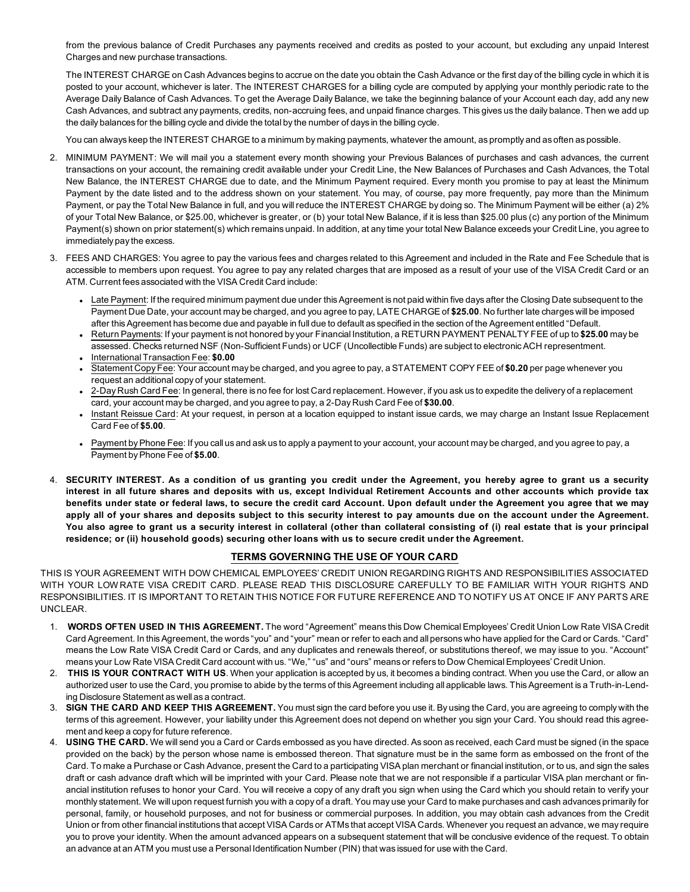from the previous balance of Credit Purchases any payments received and credits as posted to your account, but excluding any unpaid Interest Charges and new purchase transactions.

The INTEREST CHARGE on Cash Advances begins to accrue on the date you obtain the Cash Advance or the first day of the billing cycle in which it is posted to your account, whichever is later. The INTEREST CHARGES for a billing cycle are computed by applying your monthly periodic rate to the Average Daily Balance of Cash Advances. To get the Average Daily Balance, we take the beginning balance of your Account each day, add any new Cash Advances, and subtract any payments, credits, non-accruing fees, and unpaid finance charges. This gives us the daily balance. Then we add up the daily balances for the billing cycle and divide the total by the number of days in the billing cycle.

You can always keep the INTEREST CHARGE to a minimum by making payments, whatever the amount, as promptly and as often as possible.

2. MINIMUM PAYMENT: We will mail you a statement every month showing your Previous Balances of purchases and cash advances, the current transactions on your account, the remaining credit available under your Credit Line, the New Balances of Purchases and Cash Advances, the Total New Balance, the INTEREST CHARGE due to date, and the Minimum Payment required. Every month you promise to pay at least the Minimum Payment by the date listed and to the address shown on your statement. You may, of course, pay more frequently, pay more than the Minimum Payment, or pay the Total New Balance in full, and you will reduce the INTEREST CHARGE by doing so. The Minimum Payment will be either (a) 2% of your Total New Balance, or $25.00, whichever is greater, or (b) your total New Balance, if it is less than $25.00 plus (c) any portion of the Minimum Payment(s) shown on prior statement(s) which remains unpaid. In addition, at any time your total New Balance exceeds your Credit Line, you agree to immediately pay the excess.

3. FEES AND CHARGES: You agree to pay the various fees and charges related to this Agreement and included in the Rate and Fee Schedule that is accessible to members upon request. You agree to pay any related charges that are imposed as a result of your use of the VISA Credit Card or an ATM. Current fees associated with the VISA Credit Card include:
   - Late Payment: If the required minimum payment due under this Agreement is not paid within five days after the Closing Date subsequent to the Payment Due Date, your account may be charged, and you agree to pay, LATE CHARGE of **$25.00**. No further late charges will be imposed after this Agreement has become due and payable in full due to default as specified in the section of the Agreement entitled "Default.
   - Return Payments: If your payment is not honored by your Financial Institution, a RETURN PAYMENT PENALTY FEE of up to **$25.00** may be assessed. Checks returned NSF (Non-Sufficient Funds) or UCF (Uncollectible Funds) are subject to electronic ACH representment.
   - International Transaction Fee: **$0.00**
   - Statement Copy Fee: Your account may be charged, and you agree to pay, a STATEMENT COPY FEE of **$0.20** per page whenever you request an additional copy of your statement.
   - 2-Day Rush Card Fee: In general, there is no fee for lost Card replacement. However, if you ask us to expedite the delivery of a replacement card, your account may be charged, and you agree to pay, a 2-Day Rush Card Fee of **$30.00**.
   - Instant Reissue Card: At your request, in person at a location equipped to instant issue cards, we may charge an Instant Issue Replacement Card Fee of **$5.00**.
   - Payment by Phone Fee: If you call us and ask us to apply a payment to your account, your account may be charged, and you agree to pay, a Payment by Phone Fee of **$5.00**.

4. **SECURITY INTEREST. As a condition of us granting you credit under the Agreement, you hereby agree to grant us a security interest in all future shares and deposits with us, except Individual Retirement Accounts and other accounts which provide tax benefits under state or federal laws, to secure the credit card Account. Upon default under the Agreement you agree that we may apply all of your shares and deposits subject to this security interest to pay amounts due on the account under the Agreement. You also agree to grant us a security interest in collateral (other than collateral consisting of (i) real estate that is your principal residence; or (ii) household goods) securing other loans with us to secure credit under the Agreement.**

## TERMS GOVERNING THE USE OF YOUR CARD

THIS IS YOUR AGREEMENT WITH DOW CHEMICAL EMPLOYEES' CREDIT UNION REGARDING RIGHTS AND RESPONSIBILITIES ASSOCIATED WITH YOUR LOW RATE VISA CREDIT CARD. PLEASE READ THIS DISCLOSURE CAREFULLY TO BE FAMILIAR WITH YOUR RIGHTS AND RESPONSIBILITIES. IT IS IMPORTANT TO RETAIN THIS NOTICE FOR FUTURE REFERENCE AND TO NOTIFY US AT ONCE IF ANY PARTS ARE UNCLEAR.

1. **WORDS OFTEN USED IN THIS AGREEMENT.** The word "Agreement" means this Dow Chemical Employees' Credit Union Low Rate VISA Credit Card Agreement. In this Agreement, the words "you" and "your" mean or refer to each and all persons who have applied for the Card or Cards. "Card" means the Low Rate VISA Credit Card or Cards, and any duplicates and renewals thereof, or substitutions thereof, we may issue to you. "Account" means your Low Rate VISA Credit Card account with us. "We," "us" and "ours" means or refers to Dow Chemical Employees' Credit Union.
2. **THIS IS YOUR CONTRACT WITH US**. When your application is accepted by us, it becomes a binding contract. When you use the Card, or allow an authorized user to use the Card, you promise to abide by the terms of this Agreement including all applicable laws. This Agreement is a Truth-in-Lending Disclosure Statement as well as a contract.
3. **SIGN THE CARD AND KEEP THIS AGREEMENT.** You must sign the card before you use it. By using the Card, you are agreeing to comply with the terms of this agreement. However, your liability under this Agreement does not depend on whether you sign your Card. You should read this agreement and keep a copy for future reference.
4. **USING THE CARD.** We will send you a Card or Cards embossed as you have directed. As soon as received, each Card must be signed (in the space provided on the back) by the person whose name is embossed thereon. That signature must be in the same form as embossed on the front of the Card. To make a Purchase or Cash Advance, present the Card to a participating VISA plan merchant or financial institution, or to us, and sign the sales draft or cash advance draft which will be imprinted with your Card. Please note that we are not responsible if a particular VISA plan merchant or financial institution refuses to honor your Card. You will receive a copy of any draft you sign when using the Card which you should retain to verify your monthly statement. We will upon request furnish you with a copy of a draft. You may use your Card to make purchases and cash advances primarily for personal, family, or household purposes, and not for business or commercial purposes. In addition, you may obtain cash advances from the Credit Union or from other financial institutions that accept VISA Cards or ATMs that accept VISA Cards. Whenever you request an advance, we may require you to prove your identity. When the amount advanced appears on a subsequent statement that will be conclusive evidence of the request. To obtain an advance at an ATM you must use a Personal Identification Number (PIN) that was issued for use with the Card.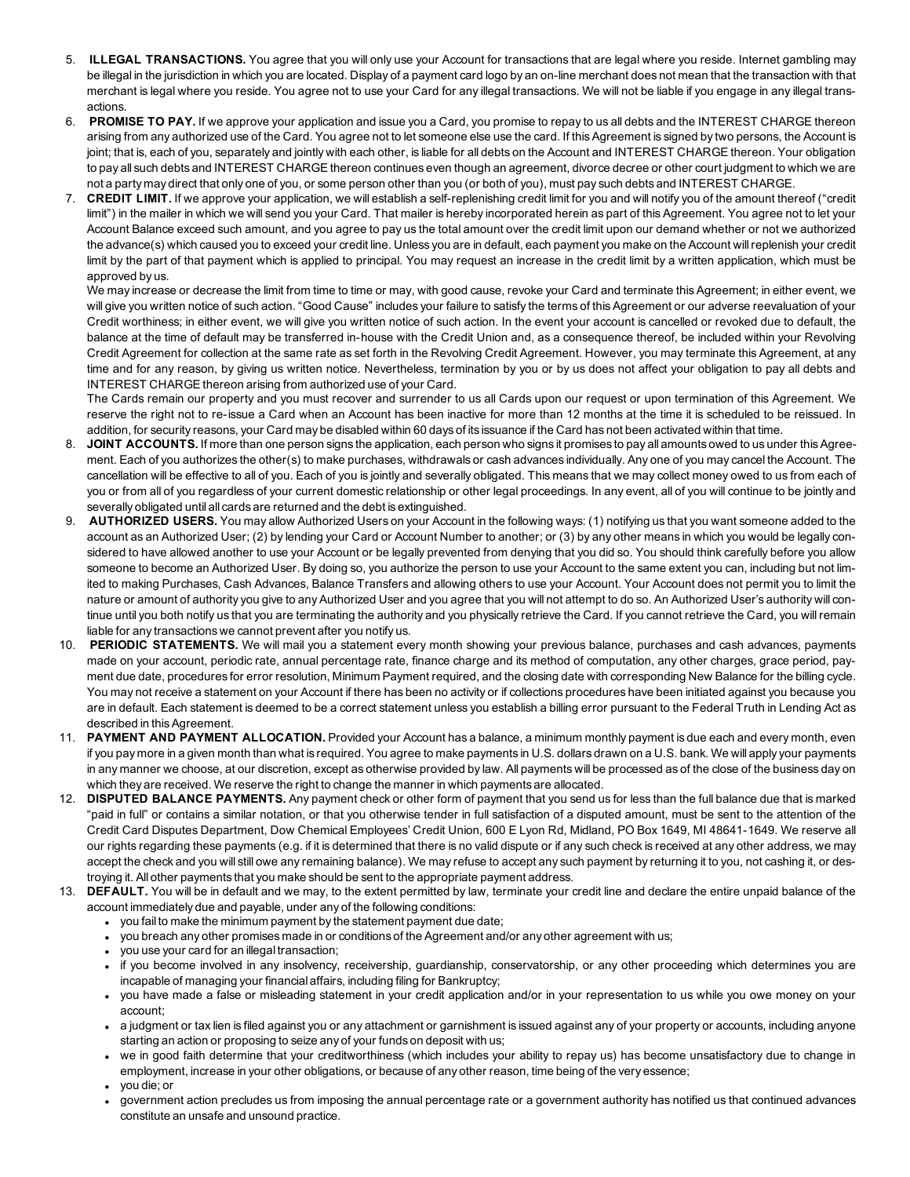5. **ILLEGAL TRANSACTIONS.** You agree that you will only use your Account for transactions that are legal where you reside. Internet gambling may be illegal in the jurisdiction in which you are located. Display of a payment card logo by an on-line merchant does not mean that the transaction with that merchant is legal where you reside. You agree not to use your Card for any illegal transactions. We will not be liable if you engage in any illegal transactions.

6. **PROMISE TO PAY.** If we approve your application and issue you a Card, you promise to repay to us all debts and the INTEREST CHARGE thereon arising from any authorized use of the Card. You agree not to let someone else use the card. If this Agreement is signed by two persons, the Account is joint; that is, each of you, separately and jointly with each other, is liable for all debts on the Account and INTEREST CHARGE thereon. Your obligation to pay all such debts and INTEREST CHARGE thereon continues even though an agreement, divorce decree or other court judgment to which we are not a party may direct that only one of you, or some person other than you (or both of you), must pay such debts and INTEREST CHARGE.

7. **CREDIT LIMIT.** If we approve your application, we will establish a self-replenishing credit limit for you and will notify you of the amount thereof ("credit limit") in the mailer in which we will send you your Card. That mailer is hereby incorporated herein as part of this Agreement. You agree not to let your Account Balance exceed such amount, and you agree to pay us the total amount over the credit limit upon our demand whether or not we authorized the advance(s) which caused you to exceed your credit line. Unless you are in default, each payment you make on the Account will replenish your credit limit by the part of that payment which is applied to principal. You may request an increase in the credit limit by a written application, which must be approved by us.

   We may increase or decrease the limit from time to time or may, with good cause, revoke your Card and terminate this Agreement; in either event, we will give you written notice of such action. "Good Cause" includes your failure to satisfy the terms of this Agreement or our adverse reevaluation of your Credit worthiness; in either event, we will give you written notice of such action. In the event your account is cancelled or revoked due to default, the balance at the time of default may be transferred in-house with the Credit Union and, as a consequence thereof, be included within your Revolving Credit Agreement for collection at the same rate as set forth in the Revolving Credit Agreement. However, you may terminate this Agreement, at any time and for any reason, by giving us written notice. Nevertheless, termination by you or by us does not affect your obligation to pay all debts and INTEREST CHARGE thereon arising from authorized use of your Card.

   The Cards remain our property and you must recover and surrender to us all Cards upon our request or upon termination of this Agreement. We reserve the right not to re-issue a Card when an Account has been inactive for more than 12 months at the time it is scheduled to be reissued. In addition, for security reasons, your Card may be disabled within 60 days of its issuance if the Card has not been activated within that time.

8. **JOINT ACCOUNTS.** If more than one person signs the application, each person who signs it promises to pay all amounts owed to us under this Agreement. Each of you authorizes the other(s) to make purchases, withdrawals or cash advances individually. Any one of you may cancel the Account. The cancellation will be effective to all of you. Each of you is jointly and severally obligated. This means that we may collect money owed to us from each of you or from all of you regardless of your current domestic relationship or other legal proceedings. In any event, all of you will continue to be jointly and severally obligated until all cards are returned and the debt is extinguished.

9. **AUTHORIZED USERS.** You may allow Authorized Users on your Account in the following ways: (1) notifying us that you want someone added to the account as an Authorized User; (2) by lending your Card or Account Number to another; or (3) by any other means in which you would be legally considered to have allowed another to use your Account or be legally prevented from denying that you did so. You should think carefully before you allow someone to become an Authorized User. By doing so, you authorize the person to use your Account to the same extent you can, including but not limited to making Purchases, Cash Advances, Balance Transfers and allowing others to use your Account. Your Account does not permit you to limit the nature or amount of authority you give to any Authorized User and you agree that you will not attempt to do so. An Authorized User's authority will continue until you both notify us that you are terminating the authority and you physically retrieve the Card. If you cannot retrieve the Card, you will remain liable for any transactions we cannot prevent after you notify us.

10. **PERIODIC STATEMENTS.** We will mail you a statement every month showing your previous balance, purchases and cash advances, payments made on your account, periodic rate, annual percentage rate, finance charge and its method of computation, any other charges, grace period, payment due date, procedures for error resolution, Minimum Payment required, and the closing date with corresponding New Balance for the billing cycle. You may not receive a statement on your Account if there has been no activity or if collections procedures have been initiated against you because you are in default. Each statement is deemed to be a correct statement unless you establish a billing error pursuant to the Federal Truth in Lending Act as described in this Agreement.

11. **PAYMENT AND PAYMENT ALLOCATION.** Provided your Account has a balance, a minimum monthly payment is due each and every month, even if you pay more in a given month than what is required. You agree to make payments in U.S. dollars drawn on a U.S. bank. We will apply your payments in any manner we choose, at our discretion, except as otherwise provided by law. All payments will be processed as of the close of the business day on which they are received. We reserve the right to change the manner in which payments are allocated.

12. **DISPUTED BALANCE PAYMENTS.** Any payment check or other form of payment that you send us for less than the full balance due that is marked "paid in full" or contains a similar notation, or that you otherwise tender in full satisfaction of a disputed amount, must be sent to the attention of the Credit Card Disputes Department, Dow Chemical Employees' Credit Union, 600 E Lyon Rd, Midland, PO Box 1649, MI 48641-1649. We reserve all our rights regarding these payments (e.g. if it is determined that there is no valid dispute or if any such check is received at any other address, we may accept the check and you will still owe any remaining balance). We may refuse to accept any such payment by returning it to you, not cashing it, or destroying it. All other payments that you make should be sent to the appropriate payment address.

13. **DEFAULT.** You will be in default and we may, to the extent permitted by law, terminate your credit line and declare the entire unpaid balance of the account immediately due and payable, under any of the following conditions:
    - you fail to make the minimum payment by the statement payment due date;
    - you breach any other promises made in or conditions of the Agreement and/or any other agreement with us;
    - you use your card for an illegal transaction;
    - if you become involved in any insolvency, receivership, guardianship, conservatorship, or any other proceeding which determines you are incapable of managing your financial affairs, including filing for Bankruptcy;
    - you have made a false or misleading statement in your credit application and/or in your representation to us while you owe money on your account;
    - a judgment or tax lien is filed against you or any attachment or garnishment is issued against any of your property or accounts, including anyone starting an action or proposing to seize any of your funds on deposit with us;
    - we in good faith determine that your creditworthiness (which includes your ability to repay us) has become unsatisfactory due to change in employment, increase in your other obligations, or because of any other reason, time being of the very essence;
    - you die; or
    - government action precludes us from imposing the annual percentage rate or a government authority has notified us that continued advances constitute an unsafe and unsound practice.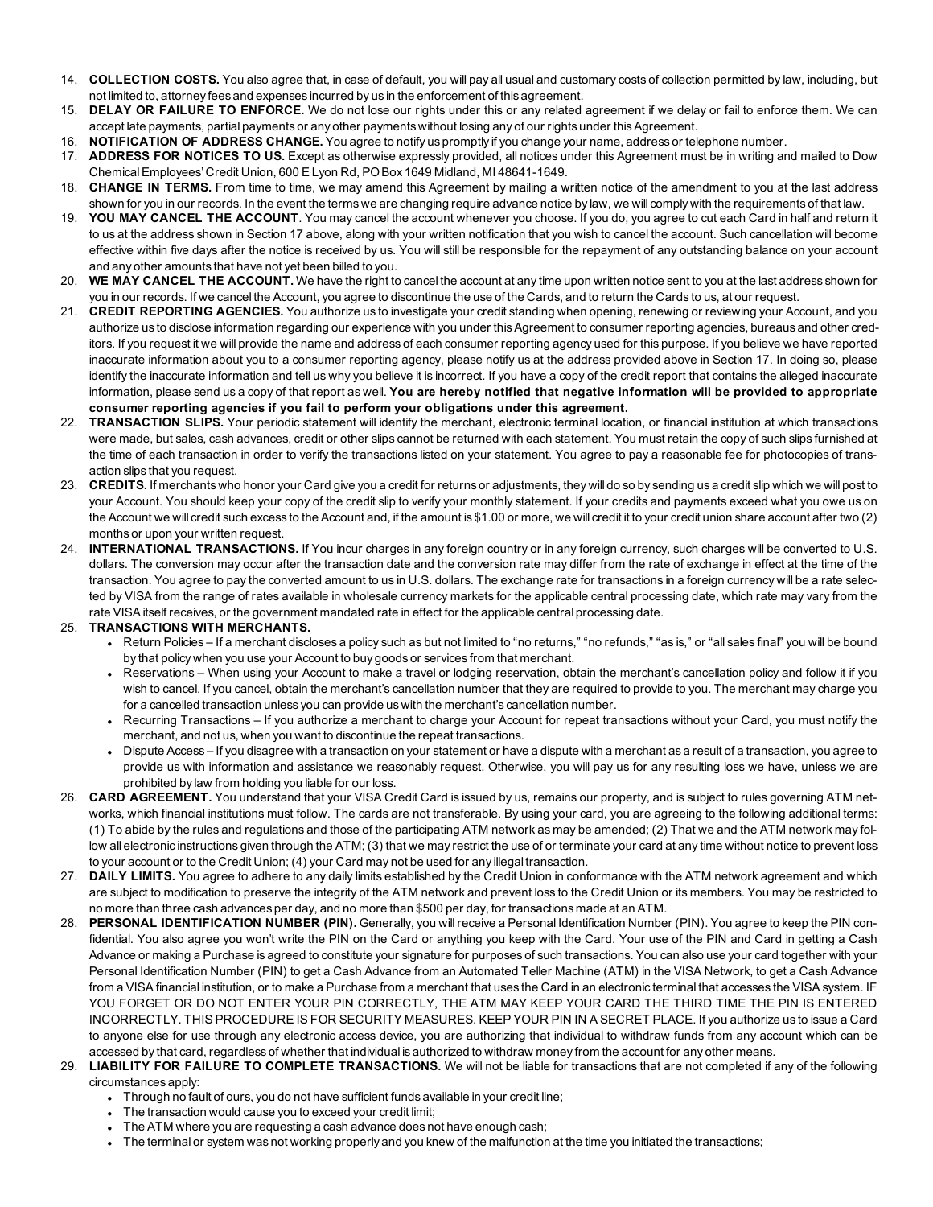14. **COLLECTION COSTS.** You also agree that, in case of default, you will pay all usual and customary costs of collection permitted by law, including, but not limited to, attorney fees and expenses incurred by us in the enforcement of this agreement.
15. **DELAY OR FAILURE TO ENFORCE.** We do not lose our rights under this or any related agreement if we delay or fail to enforce them. We can accept late payments, partial payments or any other payments without losing any of our rights under this Agreement.
16. **NOTIFICATION OF ADDRESS CHANGE.** You agree to notify us promptly if you change your name, address or telephone number.
17. **ADDRESS FOR NOTICES TO US.** Except as otherwise expressly provided, all notices under this Agreement must be in writing and mailed to Dow Chemical Employees' Credit Union, 600 E Lyon Rd, PO Box 1649 Midland, MI 48641-1649.
18. **CHANGE IN TERMS.** From time to time, we may amend this Agreement by mailing a written notice of the amendment to you at the last address shown for you in our records. In the event the terms we are changing require advance notice by law, we will comply with the requirements of that law.
19. **YOU MAY CANCEL THE ACCOUNT**. You may cancel the account whenever you choose. If you do, you agree to cut each Card in half and return it to us at the address shown in Section 17 above, along with your written notification that you wish to cancel the account. Such cancellation will become effective within five days after the notice is received by us. You will still be responsible for the repayment of any outstanding balance on your account and any other amounts that have not yet been billed to you.
20. **WE MAY CANCEL THE ACCOUNT.** We have the right to cancel the account at any time upon written notice sent to you at the last address shown for you in our records. If we cancel the Account, you agree to discontinue the use of the Cards, and to return the Cards to us, at our request.
21. **CREDIT REPORTING AGENCIES.** You authorize us to investigate your credit standing when opening, renewing or reviewing your Account, and you authorize us to disclose information regarding our experience with you under this Agreement to consumer reporting agencies, bureaus and other creditors. If you request it we will provide the name and address of each consumer reporting agency used for this purpose. If you believe we have reported inaccurate information about you to a consumer reporting agency, please notify us at the address provided above in Section 17. In doing so, please identify the inaccurate information and tell us why you believe it is incorrect. If you have a copy of the credit report that contains the alleged inaccurate information, please send us a copy of that report as well. **You are hereby notified that negative information will be provided to appropriate consumer reporting agencies if you fail to perform your obligations under this agreement.**
22. **TRANSACTION SLIPS.** Your periodic statement will identify the merchant, electronic terminal location, or financial institution at which transactions were made, but sales, cash advances, credit or other slips cannot be returned with each statement. You must retain the copy of such slips furnished at the time of each transaction in order to verify the transactions listed on your statement. You agree to pay a reasonable fee for photocopies of transaction slips that you request.
23. **CREDITS.** If merchants who honor your Card give you a credit for returns or adjustments, they will do so by sending us a credit slip which we will post to your Account. You should keep your copy of the credit slip to verify your monthly statement. If your credits and payments exceed what you owe us on the Account we will credit such excess to the Account and, if the amount is $1.00 or more, we will credit it to your credit union share account after two (2) months or upon your written request.
24. **INTERNATIONAL TRANSACTIONS.** If You incur charges in any foreign country or in any foreign currency, such charges will be converted to U.S. dollars. The conversion may occur after the transaction date and the conversion rate may differ from the rate of exchange in effect at the time of the transaction. You agree to pay the converted amount to us in U.S. dollars. The exchange rate for transactions in a foreign currency will be a rate selected by VISA from the range of rates available in wholesale currency markets for the applicable central processing date, which rate may vary from the rate VISA itself receives, or the government mandated rate in effect for the applicable central processing date.
25. **TRANSACTIONS WITH MERCHANTS.**
    - Return Policies – If a merchant discloses a policy such as but not limited to "no returns," "no refunds," "as is," or "all sales final" you will be bound by that policy when you use your Account to buy goods or services from that merchant.
    - Reservations – When using your Account to make a travel or lodging reservation, obtain the merchant's cancellation policy and follow it if you wish to cancel. If you cancel, obtain the merchant's cancellation number that they are required to provide to you. The merchant may charge you for a cancelled transaction unless you can provide us with the merchant's cancellation number.
    - Recurring Transactions – If you authorize a merchant to charge your Account for repeat transactions without your Card, you must notify the merchant, and not us, when you want to discontinue the repeat transactions.
    - Dispute Access – If you disagree with a transaction on your statement or have a dispute with a merchant as a result of a transaction, you agree to provide us with information and assistance we reasonably request. Otherwise, you will pay us for any resulting loss we have, unless we are prohibited by law from holding you liable for our loss.
26. **CARD AGREEMENT.** You understand that your VISA Credit Card is issued by us, remains our property, and is subject to rules governing ATM networks, which financial institutions must follow. The cards are not transferable. By using your card, you are agreeing to the following additional terms: (1) To abide by the rules and regulations and those of the participating ATM network as may be amended; (2) That we and the ATM network may follow all electronic instructions given through the ATM; (3) that we may restrict the use of or terminate your card at any time without notice to prevent loss to your account or to the Credit Union; (4) your Card may not be used for any illegal transaction.
27. **DAILY LIMITS.** You agree to adhere to any daily limits established by the Credit Union in conformance with the ATM network agreement and which are subject to modification to preserve the integrity of the ATM network and prevent loss to the Credit Union or its members. You may be restricted to no more than three cash advances per day, and no more than $500 per day, for transactions made at an ATM.
28. **PERSONAL IDENTIFICATION NUMBER (PIN).** Generally, you will receive a Personal Identification Number (PIN). You agree to keep the PIN confidential. You also agree you won't write the PIN on the Card or anything you keep with the Card. Your use of the PIN and Card in getting a Cash Advance or making a Purchase is agreed to constitute your signature for purposes of such transactions. You can also use your card together with your Personal Identification Number (PIN) to get a Cash Advance from an Automated Teller Machine (ATM) in the VISA Network, to get a Cash Advance from a VISA financial institution, or to make a Purchase from a merchant that uses the Card in an electronic terminal that accesses the VISA system. IF YOU FORGET OR DO NOT ENTER YOUR PIN CORRECTLY, THE ATM MAY KEEP YOUR CARD THE THIRD TIME THE PIN IS ENTERED INCORRECTLY. THIS PROCEDURE IS FOR SECURITY MEASURES. KEEP YOUR PIN IN A SECRET PLACE. If you authorize us to issue a Card to anyone else for use through any electronic access device, you are authorizing that individual to withdraw funds from any account which can be accessed by that card, regardless of whether that individual is authorized to withdraw money from the account for any other means.
29. **LIABILITY FOR FAILURE TO COMPLETE TRANSACTIONS.** We will not be liable for transactions that are not completed if any of the following circumstances apply:
    - Through no fault of ours, you do not have sufficient funds available in your credit line;
    - The transaction would cause you to exceed your credit limit;
    - The ATM where you are requesting a cash advance does not have enough cash;
    - The terminal or system was not working properly and you knew of the malfunction at the time you initiated the transactions;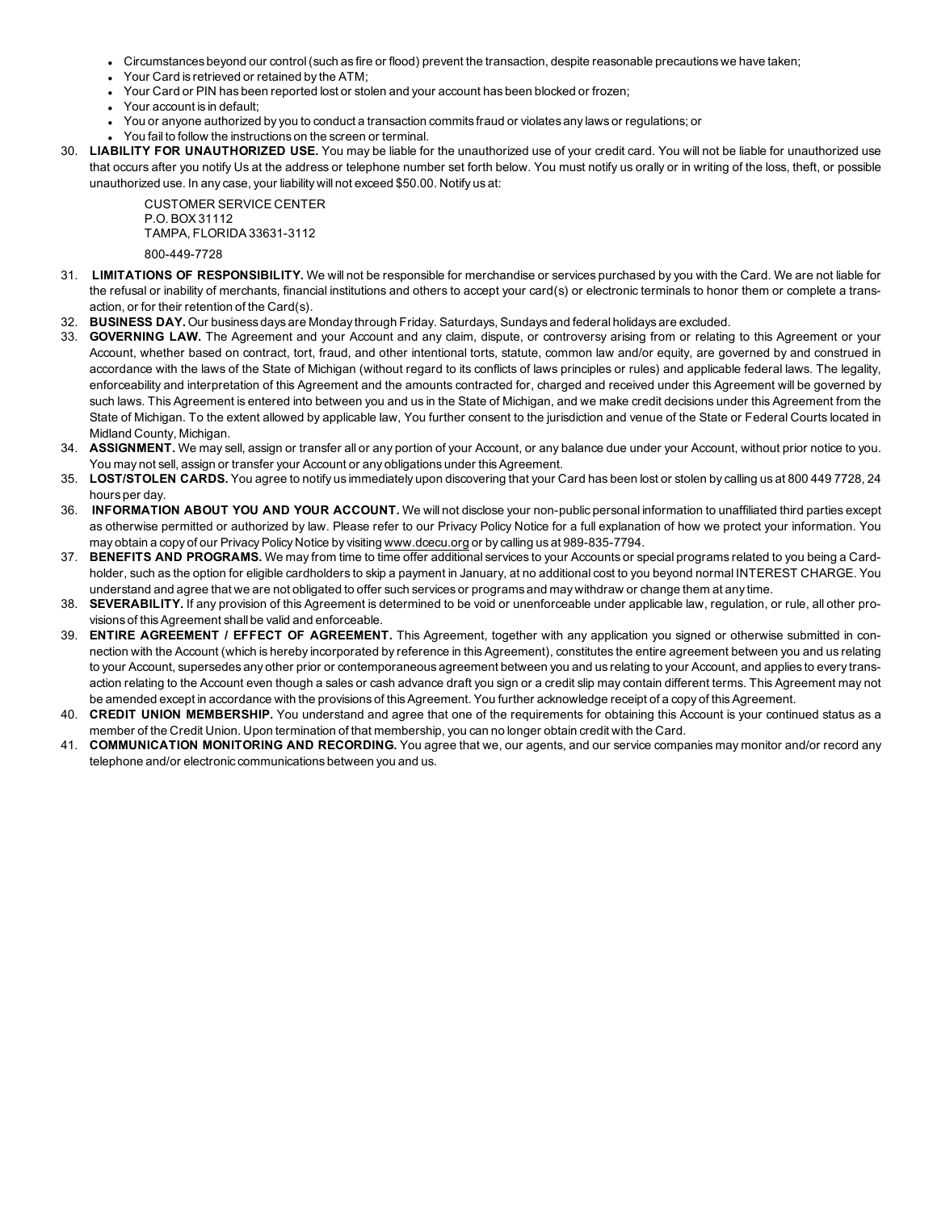- Circumstances beyond our control (such as fire or flood) prevent the transaction, despite reasonable precautions we have taken;
- Your Card is retrieved or retained by the ATM;
- Your Card or PIN has been reported lost or stolen and your account has been blocked or frozen;
- Your account is in default;
- You or anyone authorized by you to conduct a transaction commits fraud or violates any laws or regulations; or
- You fail to follow the instructions on the screen or terminal.

30. **LIABILITY FOR UNAUTHORIZED USE.** You may be liable for the unauthorized use of your credit card. You will not be liable for unauthorized use that occurs after you notify Us at the address or telephone number set forth below. You must notify us orally or in writing of the loss, theft, or possible unauthorized use. In any case, your liability will not exceed $50.00. Notify us at:

    CUSTOMER SERVICE CENTER
    P.O. BOX 31112
    TAMPA, FLORIDA 33631-3112

    800-449-7728

31. **LIMITATIONS OF RESPONSIBILITY.** We will not be responsible for merchandise or services purchased by you with the Card. We are not liable for the refusal or inability of merchants, financial institutions and others to accept your card(s) or electronic terminals to honor them or complete a transaction, or for their retention of the Card(s).
32. **BUSINESS DAY.** Our business days are Monday through Friday. Saturdays, Sundays and federal holidays are excluded.
33. **GOVERNING LAW.** The Agreement and your Account and any claim, dispute, or controversy arising from or relating to this Agreement or your Account, whether based on contract, tort, fraud, and other intentional torts, statute, common law and/or equity, are governed by and construed in accordance with the laws of the State of Michigan (without regard to its conflicts of laws principles or rules) and applicable federal laws. The legality, enforceability and interpretation of this Agreement and the amounts contracted for, charged and received under this Agreement will be governed by such laws. This Agreement is entered into between you and us in the State of Michigan, and we make credit decisions under this Agreement from the State of Michigan. To the extent allowed by applicable law, You further consent to the jurisdiction and venue of the State or Federal Courts located in Midland County, Michigan.
34. **ASSIGNMENT.** We may sell, assign or transfer all or any portion of your Account, or any balance due under your Account, without prior notice to you. You may not sell, assign or transfer your Account or any obligations under this Agreement.
35. **LOST/STOLEN CARDS.** You agree to notify us immediately upon discovering that your Card has been lost or stolen by calling us at 800 449 7728, 24 hours per day.
36. **INFORMATION ABOUT YOU AND YOUR ACCOUNT.** We will not disclose your non-public personal information to unaffiliated third parties except as otherwise permitted or authorized by law. Please refer to our Privacy Policy Notice for a full explanation of how we protect your information. You may obtain a copy of our Privacy Policy Notice by visiting www.dcecu.org or by calling us at 989-835-7794.
37. **BENEFITS AND PROGRAMS.** We may from time to time offer additional services to your Accounts or special programs related to you being a Cardholder, such as the option for eligible cardholders to skip a payment in January, at no additional cost to you beyond normal INTEREST CHARGE. You understand and agree that we are not obligated to offer such services or programs and may withdraw or change them at any time.
38. **SEVERABILITY.** If any provision of this Agreement is determined to be void or unenforceable under applicable law, regulation, or rule, all other provisions of this Agreement shall be valid and enforceable.
39. **ENTIRE AGREEMENT / EFFECT OF AGREEMENT.** This Agreement, together with any application you signed or otherwise submitted in connection with the Account (which is hereby incorporated by reference in this Agreement), constitutes the entire agreement between you and us relating to your Account, supersedes any other prior or contemporaneous agreement between you and us relating to your Account, and applies to every transaction relating to the Account even though a sales or cash advance draft you sign or a credit slip may contain different terms. This Agreement may not be amended except in accordance with the provisions of this Agreement. You further acknowledge receipt of a copy of this Agreement.
40. **CREDIT UNION MEMBERSHIP.** You understand and agree that one of the requirements for obtaining this Account is your continued status as a member of the Credit Union. Upon termination of that membership, you can no longer obtain credit with the Card.
41. **COMMUNICATION MONITORING AND RECORDING.** You agree that we, our agents, and our service companies may monitor and/or record any telephone and/or electronic communications between you and us.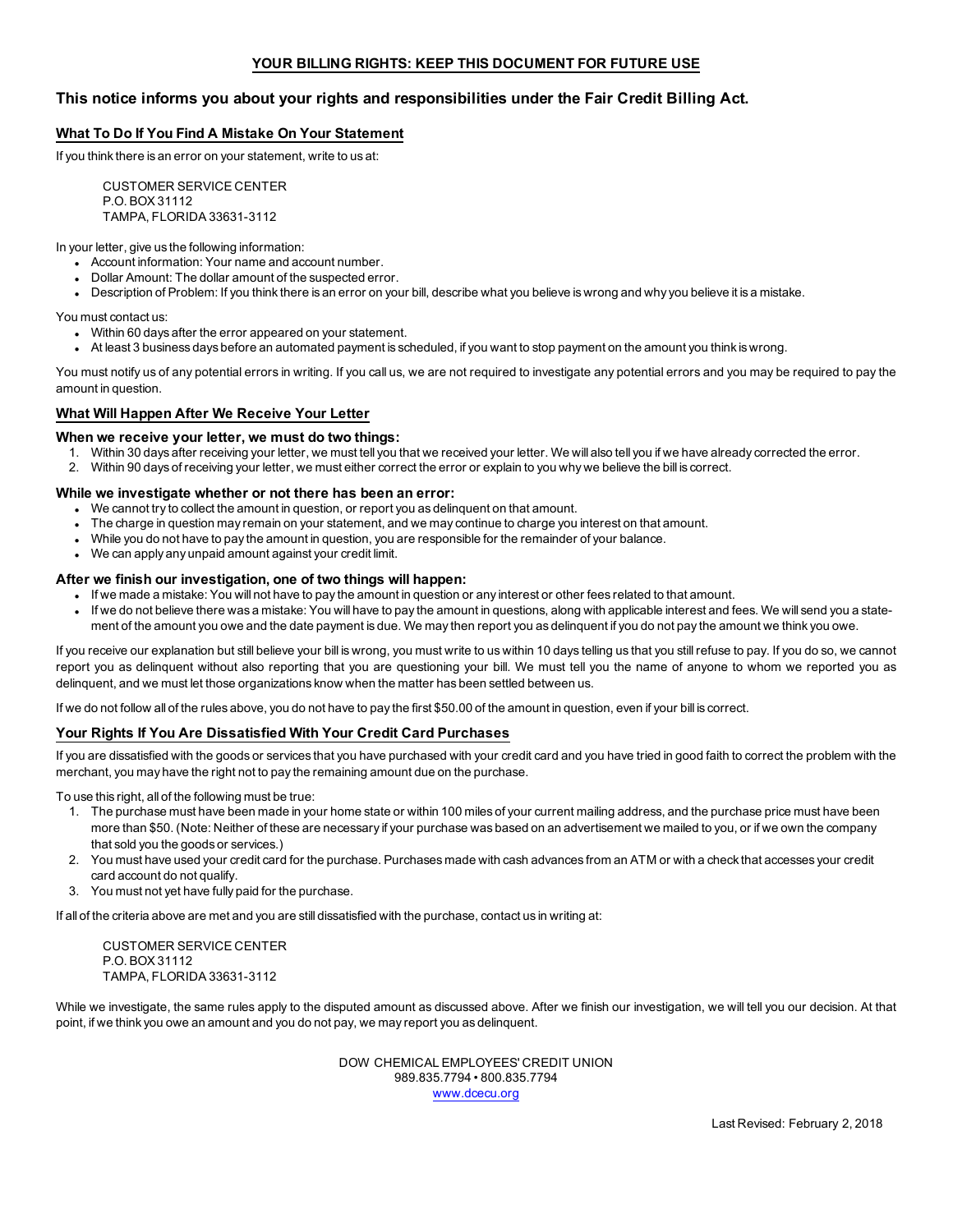## YOUR BILLING RIGHTS: KEEP THIS DOCUMENT FOR FUTURE USE

### This notice informs you about your rights and responsibilities under the Fair Credit Billing Act.

#### What To Do If You Find A Mistake On Your Statement

If you think there is an error on your statement, write to us at:

CUSTOMER SERVICE CENTER
P.O. BOX 31112
TAMPA, FLORIDA 33631-3112

In your letter, give us the following information:

- Account information: Your name and account number.
- Dollar Amount: The dollar amount of the suspected error.
- Description of Problem: If you think there is an error on your bill, describe what you believe is wrong and why you believe it is a mistake.

You must contact us:

- Within 60 days after the error appeared on your statement.
- At least 3 business days before an automated payment is scheduled, if you want to stop payment on the amount you think is wrong.

You must notify us of any potential errors in writing. If you call us, we are not required to investigate any potential errors and you may be required to pay the amount in question.

#### What Will Happen After We Receive Your Letter

**When we receive your letter, we must do two things:**

1. Within 30 days after receiving your letter, we must tell you that we received your letter. We will also tell you if we have already corrected the error.
2. Within 90 days of receiving your letter, we must either correct the error or explain to you why we believe the bill is correct.

**While we investigate whether or not there has been an error:**

- We cannot try to collect the amount in question, or report you as delinquent on that amount.
- The charge in question may remain on your statement, and we may continue to charge you interest on that amount.
- While you do not have to pay the amount in question, you are responsible for the remainder of your balance.
- We can apply any unpaid amount against your credit limit.

**After we finish our investigation, one of two things will happen:**

- If we made a mistake: You will not have to pay the amount in question or any interest or other fees related to that amount.
- If we do not believe there was a mistake: You will have to pay the amount in questions, along with applicable interest and fees. We will send you a statement of the amount you owe and the date payment is due. We may then report you as delinquent if you do not pay the amount we think you owe.

If you receive our explanation but still believe your bill is wrong, you must write to us within 10 days telling us that you still refuse to pay. If you do so, we cannot report you as delinquent without also reporting that you are questioning your bill. We must tell you the name of anyone to whom we reported you as delinquent, and we must let those organizations know when the matter has been settled between us.

If we do not follow all of the rules above, you do not have to pay the first $50.00 of the amount in question, even if your bill is correct.

#### Your Rights If You Are Dissatisfied With Your Credit Card Purchases

If you are dissatisfied with the goods or services that you have purchased with your credit card and you have tried in good faith to correct the problem with the merchant, you may have the right not to pay the remaining amount due on the purchase.

To use this right, all of the following must be true:

1. The purchase must have been made in your home state or within 100 miles of your current mailing address, and the purchase price must have been more than $50. (Note: Neither of these are necessary if your purchase was based on an advertisement we mailed to you, or if we own the company that sold you the goods or services.)
2. You must have used your credit card for the purchase. Purchases made with cash advances from an ATM or with a check that accesses your credit card account do not qualify.
3. You must not yet have fully paid for the purchase.

If all of the criteria above are met and you are still dissatisfied with the purchase, contact us in writing at:

CUSTOMER SERVICE CENTER
P.O. BOX 31112
TAMPA, FLORIDA 33631-3112

While we investigate, the same rules apply to the disputed amount as discussed above. After we finish our investigation, we will tell you our decision. At that point, if we think you owe an amount and you do not pay, we may report you as delinquent.

DOW CHEMICAL EMPLOYEES' CREDIT UNION
989.835.7794 • 800.835.7794
www.dcecu.org

Last Revised: February 2, 2018